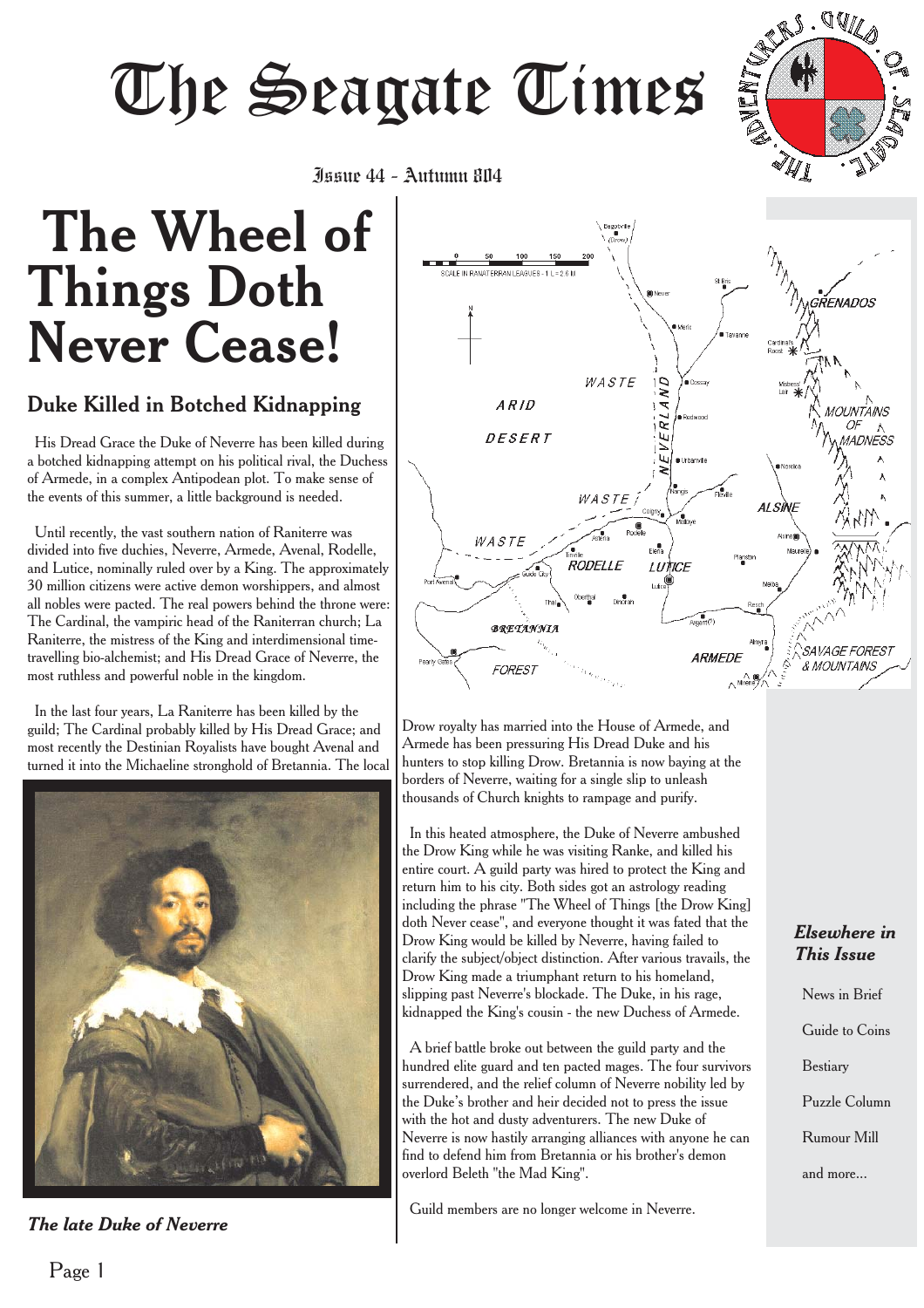# The Seagate Times

Issue 44 - Autumn 804

# The Wheel of Things Doth Never Cease!

## Duke Killed in Botched Kidnapping

His Dread Grace the Duke of Neverre has been killed during a botched kidnapping attempt on his political rival, the Duchess of Armede, in a complex Antipodean plot. To make sense of the events of this summer, a little background is needed.

Until recently, the vast southern nation of Raniterre was divided into five duchies, Neverre, Armede, Avenal, Rodelle, and Lutice, nominally ruled over by a King. The approximately 30 million citizens were active demon worshippers, and almost all nobles were pacted. The real powers behind the throne were: The Cardinal, the vampiric head of the Raniterran church; La Raniterre, the mistress of the King and interdimensional time-travelling bio-alchemist; and His Dread Grace of Neverre, the most ruthless and powerful noble in the kingdom.

In the last four years, La Raniterre has been killed by the guild; The Cardinal probably killed by His Dread Grace; and most recently the Destinian Royalists have bought Avenal and turned it into the Michaeline stronghold of Bretannia. The local Drow royalty has married into the House of Armede, and Armede has been pressuring His Dread Duke and his hunters to stop killing Drow. Bretannia is now baying at the borders of Neverre, waiting for a single slip to unleash thousands of Church knights to rampage and purify.

*The late Duke of Neverre*

In this heated atmosphere, the Duke of Neverre ambushed the Drow King while he was visiting Ranke, and killed his entire court. A guild party was hired to protect the King and return him to his city. Both sides got an astrology reading including the phrase "The Wheel of Things [the Drow King] doth Never cease", and everyone thought it was fated that the Drow King would be killed by Neverre, having failed to clarify the subject/object distinction. After various travails, the Drow King made a triumphant return to his homeland, slipping past Neverre's blockade. The Duke, in his rage, kidnapped the King's cousin - the new Duchess of Armede.

A brief battle broke out between the guild party and the hundred elite guard and ten pacted mages. The four survivors surrendered, and the relief column of Neverre nobility led by the Duke's brother and heir decided not to press the issue with the hot and dusty adventurers. The new Duke of Neverre is now hastily arranging alliances with anyone he can find to defend him from Bretannia or his brother's demon overlord Beleth "the Mad King".

Guild members are no longer welcome in Neverre.

### *Elsewhere in This Issue*

- News in Brief
- Guide to Coins
- Bestiary
- Puzzle Column
- Rumour Mill
- and more...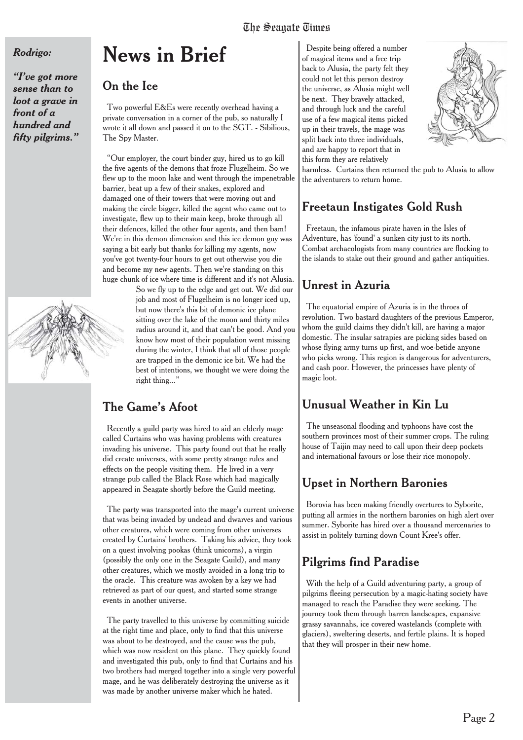*Rodrigo:*

***"I've got more sense than to loot a grave in front of a hundred and fifty pilgrims."***

# News in Brief

## On the Ice

Two powerful E&Es were recently overhead having a private conversation in a corner of the pub, so naturally I wrote it all down and passed it on to the SGT. - Sibilious, The Spy Master.

"Our employer, the court binder guy, hired us to go kill the five agents of the demons that froze Flugelheim. So we flew up to the moon lake and went through the impenetrable barrier, beat up a few of their snakes, explored and damaged one of their towers that were moving out and making the circle bigger, killed the agent who came out to investigate, flew up to their main keep, broke through all their defences, killed the other four agents, and then bam! We're in this demon dimension and this ice demon guy was saying a bit early but thanks for killing my agents, now you've got twenty-four hours to get out otherwise you die and become my new agents. Then we're standing on this huge chunk of ice where time is different and it's not Alusia. So we fly up to the edge and get out. We did our job and most of Flugelheim is no longer iced up, but now there's this bit of demonic ice plane sitting over the lake of the moon and thirty miles radius around it, and that can't be good. And you know how most of their population went missing during the winter, I think that all of those people are trapped in the demonic ice bit. We had the best of intentions, we thought we were doing the right thing..."

## The Game's Afoot

Recently a guild party was hired to aid an elderly mage called Curtains who was having problems with creatures invading his universe. This party found out that he really did create universes, with some pretty strange rules and effects on the people visiting them. He lived in a very strange pub called the Black Rose which had magically appeared in Seagate shortly before the Guild meeting.

The party was transported into the mage's current universe that was being invaded by undead and dwarves and various other creatures, which were coming from other universes created by Curtains' brothers. Taking his advice, they took on a quest involving pookas (think unicorns), a virgin (possibly the only one in the Seagate Guild), and many other creatures, which we mostly avoided in a long trip to the oracle. This creature was awoken by a key we had retrieved as part of our quest, and started some strange events in another universe.

The party travelled to this universe by committing suicide at the right time and place, only to find that this universe was about to be destroyed, and the cause was the pub, which was now resident on this plane. They quickly found and investigated this pub, only to find that Curtains and his two brothers had merged together into a single very powerful mage, and he was deliberately destroying the universe as it was made by another universe maker which he hated.

Despite being offered a number of magical items and a free trip back to Alusia, the party felt they could not let this person destroy the universe, as Alusia might well be next. They bravely attacked, and through luck and the careful use of a few magical items picked up in their travels, the mage was split back into three individuals, and are happy to report that in this form they are relatively harmless. Curtains then returned the pub to Alusia to allow the adventurers to return home.

## Freetaun Instigates Gold Rush

Freetaun, the infamous pirate haven in the Isles of Adventure, has 'found' a sunken city just to its north. Combat archaeologists from many countries are flocking to the islands to stake out their ground and gather antiquities.

## Unrest in Azuria

The equatorial empire of Azuria is in the throes of revolution. Two bastard daughters of the previous Emperor, whom the guild claims they didn't kill, are having a major domestic. The insular satrapies are picking sides based on whose flying army turns up first, and woe-betide anyone who picks wrong. This region is dangerous for adventurers, and cash poor. However, the princesses have plenty of magic loot.

## Unusual Weather in Kin Lu

The unseasonal flooding and typhoons have cost the southern provinces most of their summer crops. The ruling house of Taijin may need to call upon their deep pockets and international favours or lose their rice monopoly.

## Upset in Northern Baronies

Borovia has been making friendly overtures to Syborite, putting all armies in the northern baronies on high alert over summer. Syborite has hired over a thousand mercenaries to assist in politely turning down Count Kree's offer.

## Pilgrims find Paradise

With the help of a Guild adventuring party, a group of pilgrims fleeing persecution by a magic-hating society have managed to reach the Paradise they were seeking. The journey took them through barren landscapes, expansive grassy savannahs, ice covered wastelands (complete with glaciers), sweltering deserts, and fertile plains. It is hoped that they will prosper in their new home.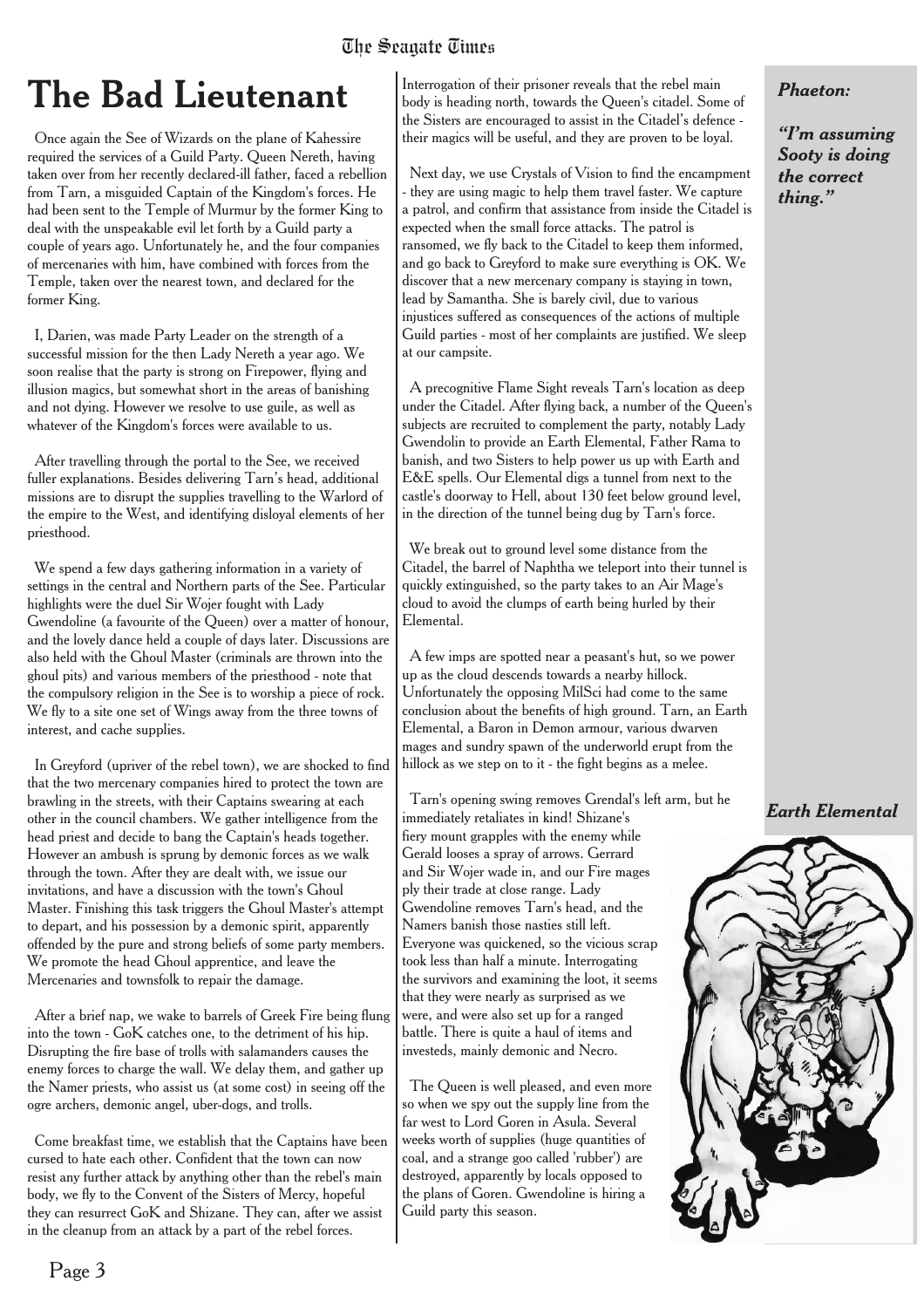# The Bad Lieutenant

Once again the See of Wizards on the plane of Kahessire required the services of a Guild Party. Queen Nereth, having taken over from her recently declared-ill father, faced a rebellion from Tarn, a misguided Captain of the Kingdom's forces. He had been sent to the Temple of Murmur by the former King to deal with the unspeakable evil let forth by a Guild party a couple of years ago. Unfortunately he, and the four companies of mercenaries with him, have combined with forces from the Temple, taken over the nearest town, and declared for the former King.

I, Darien, was made Party Leader on the strength of a successful mission for the then Lady Nereth a year ago. We soon realise that the party is strong on Firepower, flying and illusion magics, but somewhat short in the areas of banishing and not dying. However we resolve to use guile, as well as whatever of the Kingdom's forces were available to us.

After travelling through the portal to the See, we received fuller explanations. Besides delivering Tarn's head, additional missions are to disrupt the supplies travelling to the Warlord of the empire to the West, and identifying disloyal elements of her priesthood.

We spend a few days gathering information in a variety of settings in the central and Northern parts of the See. Particular highlights were the duel Sir Wojer fought with Lady Gwendoline (a favourite of the Queen) over a matter of honour, and the lovely dance held a couple of days later. Discussions are also held with the Ghoul Master (criminals are thrown into the ghoul pits) and various members of the priesthood - note that the compulsory religion in the See is to worship a piece of rock. We fly to a site one set of Wings away from the three towns of interest, and cache supplies.

In Greyford (upriver of the rebel town), we are shocked to find that the two mercenary companies hired to protect the town are brawling in the streets, with their Captains swearing at each other in the council chambers. We gather intelligence from the head priest and decide to bang the Captain's heads together. However an ambush is sprung by demonic forces as we walk through the town. After they are dealt with, we issue our invitations, and have a discussion with the town's Ghoul Master. Finishing this task triggers the Ghoul Master's attempt to depart, and his possession by a demonic spirit, apparently offended by the pure and strong beliefs of some party members. We promote the head Ghoul apprentice, and leave the Mercenaries and townsfolk to repair the damage.

After a brief nap, we wake to barrels of Greek Fire being flung into the town - GoK catches one, to the detriment of his hip. Disrupting the fire base of trolls with salamanders causes the enemy forces to charge the wall. We delay them, and gather up the Namer priests, who assist us (at some cost) in seeing off the ogre archers, demonic angel, uber-dogs, and trolls.

Come breakfast time, we establish that the Captains have been cursed to hate each other. Confident that the town can now resist any further attack by anything other than the rebel's main body, we fly to the Convent of the Sisters of Mercy, hopeful they can resurrect GoK and Shizane. They can, after we assist in the cleanup from an attack by a part of the rebel forces.

Interrogation of their prisoner reveals that the rebel main body is heading north, towards the Queen's citadel. Some of the Sisters are encouraged to assist in the Citadel's defence - their magics will be useful, and they are proven to be loyal.

Next day, we use Crystals of Vision to find the encampment - they are using magic to help them travel faster. We capture a patrol, and confirm that assistance from inside the Citadel is expected when the small force attacks. The patrol is ransomed, we fly back to the Citadel to keep them informed, and go back to Greyford to make sure everything is OK. We discover that a new mercenary company is staying in town, lead by Samantha. She is barely civil, due to various injustices suffered as consequences of the actions of multiple Guild parties - most of her complaints are justified. We sleep at our campsite.

A precognitive Flame Sight reveals Tarn's location as deep under the Citadel. After flying back, a number of the Queen's subjects are recruited to complement the party, notably Lady Gwendolin to provide an Earth Elemental, Father Rama to banish, and two Sisters to help power us up with Earth and E&E spells. Our Elemental digs a tunnel from next to the castle's doorway to Hell, about 130 feet below ground level, in the direction of the tunnel being dug by Tarn's force.

We break out to ground level some distance from the Citadel, the barrel of Naphtha we teleport into their tunnel is quickly extinguished, so the party takes to an Air Mage's cloud to avoid the clumps of earth being hurled by their Elemental.

A few imps are spotted near a peasant's hut, so we power up as the cloud descends towards a nearby hillock. Unfortunately the opposing MilSci had come to the same conclusion about the benefits of high ground. Tarn, an Earth Elemental, a Baron in Demon armour, various dwarven mages and sundry spawn of the underworld erupt from the hillock as we step on to it - the fight begins as a melee.

Tarn's opening swing removes Grendal's left arm, but he immediately retaliates in kind! Shizane's fiery mount grapples with the enemy while Gerald looses a spray of arrows. Gerrard and Sir Wojer wade in, and our Fire mages ply their trade at close range. Lady Gwendoline removes Tarn's head, and the Namers banish those nasties still left. Everyone was quickened, so the vicious scrap took less than half a minute. Interrogating the survivors and examining the loot, it seems that they were nearly as surprised as we were, and were also set up for a ranged battle. There is quite a haul of items and investeds, mainly demonic and Necro.

The Queen is well pleased, and even more so when we spy out the supply line from the far west to Lord Goren in Asula. Several weeks worth of supplies (huge quantities of coal, and a strange goo called 'rubber') are destroyed, apparently by locals opposed to the plans of Goren. Gwendoline is hiring a Guild party this season.

***Phaeton:***

***"I'm assuming Sooty is doing the correct thing."***

***Earth Elemental***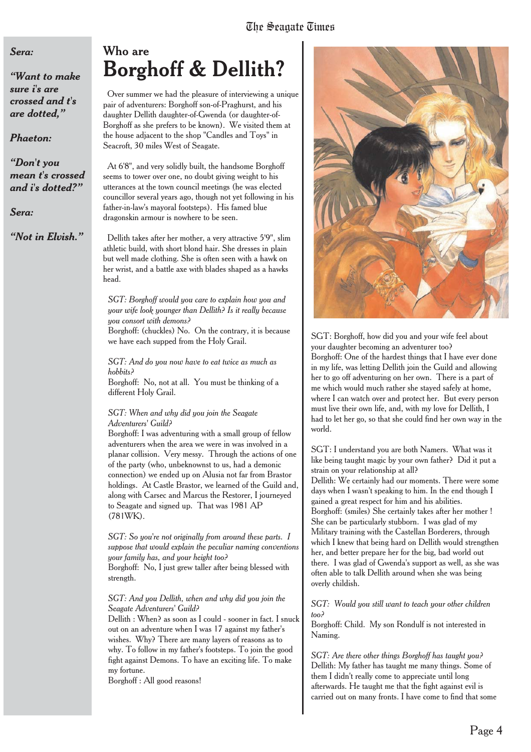*Sera:*

*"Want to make sure i's are crossed and t's are dotted,"*

*Phaeton:*

*"Don't you mean t's crossed and i's dotted?"*

*Sera:*

*"Not in Elvish."*

# Who are
# Borghoff & Dellith?

Over summer we had the pleasure of interviewing a unique pair of adventurers: Borghoff son-of-Praghurst, and his daughter Dellith daughter-of-Gwenda (or daughter-of-Borghoff as she prefers to be known). We visited them at the house adjacent to the shop "Candles and Toys" in Seacroft, 30 miles West of Seagate.

At 6'8", and very solidly built, the handsome Borghoff seems to tower over one, no doubt giving weight to his utterances at the town council meetings (he was elected councillor several years ago, though not yet following in his father-in-law's mayoral footsteps). His famed blue dragonskin armour is nowhere to be seen.

Dellith takes after her mother, a very attractive 5'9", slim athletic build, with short blond hair. She dresses in plain but well made clothing. She is often seen with a hawk on her wrist, and a battle axe with blades shaped as a hawks head.

*SGT: Borghoff would you care to explain how you and your wife look younger than Dellith? Is it really because you consort with demons?*
Borghoff: (chuckles) No. On the contrary, it is because we have each supped from the Holy Grail.

*SGT: And do you now have to eat twice as much as hobbits?*
Borghoff: No, not at all. You must be thinking of a different Holy Grail.

*SGT: When and why did you join the Seagate Adventurers' Guild?*
Borghoff: I was adventuring with a small group of fellow adventurers when the area we were in was involved in a planar collision. Very messy. Through the actions of one of the party (who, unbeknownst to us, had a demonic connection) we ended up on Alusia not far from Brastor holdings. At Castle Brastor, we learned of the Guild and, along with Carsec and Marcus the Restorer, I journeyed to Seagate and signed up. That was 1981 AP (781WK).

*SGT: So you're not originally from around these parts. I suppose that would explain the peculiar naming conventions your family has, and your height too?*
Borghoff: No, I just grew taller after being blessed with strength.

*SGT: And you Dellith, when and why did you join the Seagate Adventurers' Guild?*
Dellith : When? as soon as I could - sooner in fact. I snuck out on an adventure when I was 17 against my father's wishes. Why? There are many layers of reasons as to why. To follow in my father's footsteps. To join the good fight against Demons. To have an exciting life. To make my fortune.
Borghoff : All good reasons!

SGT: Borghoff, how did you and your wife feel about your daughter becoming an adventurer too?
Borghoff: One of the hardest things that I have ever done in my life, was letting Dellith join the Guild and allowing her to go off adventuring on her own. There is a part of me which would much rather she stayed safely at home, where I can watch over and protect her. But every person must live their own life, and, with my love for Dellith, I had to let her go, so that she could find her own way in the world.

SGT: I understand you are both Namers. What was it like being taught magic by your own father? Did it put a strain on your relationship at all?
Dellith: We certainly had our moments. There were some days when I wasn't speaking to him. In the end though I gained a great respect for him and his abilities.
Borghoff: (smiles) She certainly takes after her mother ! She can be particularly stubborn. I was glad of my Military training with the Castellan Borderers, through which I knew that being hard on Dellith would strengthen her, and better prepare her for the big, bad world out there. I was glad of Gwenda's support as well, as she was often able to talk Dellith around when she was being overly childish.

*SGT: Would you still want to teach your other children too?*
Borghoff: Child. My son Rondulf is not interested in Naming.

*SGT: Are there other things Borghoff has taught you?*
Dellith: My father has taught me many things. Some of them I didn't really come to appreciate until long afterwards. He taught me that the fight against evil is carried out on many fronts. I have come to find that some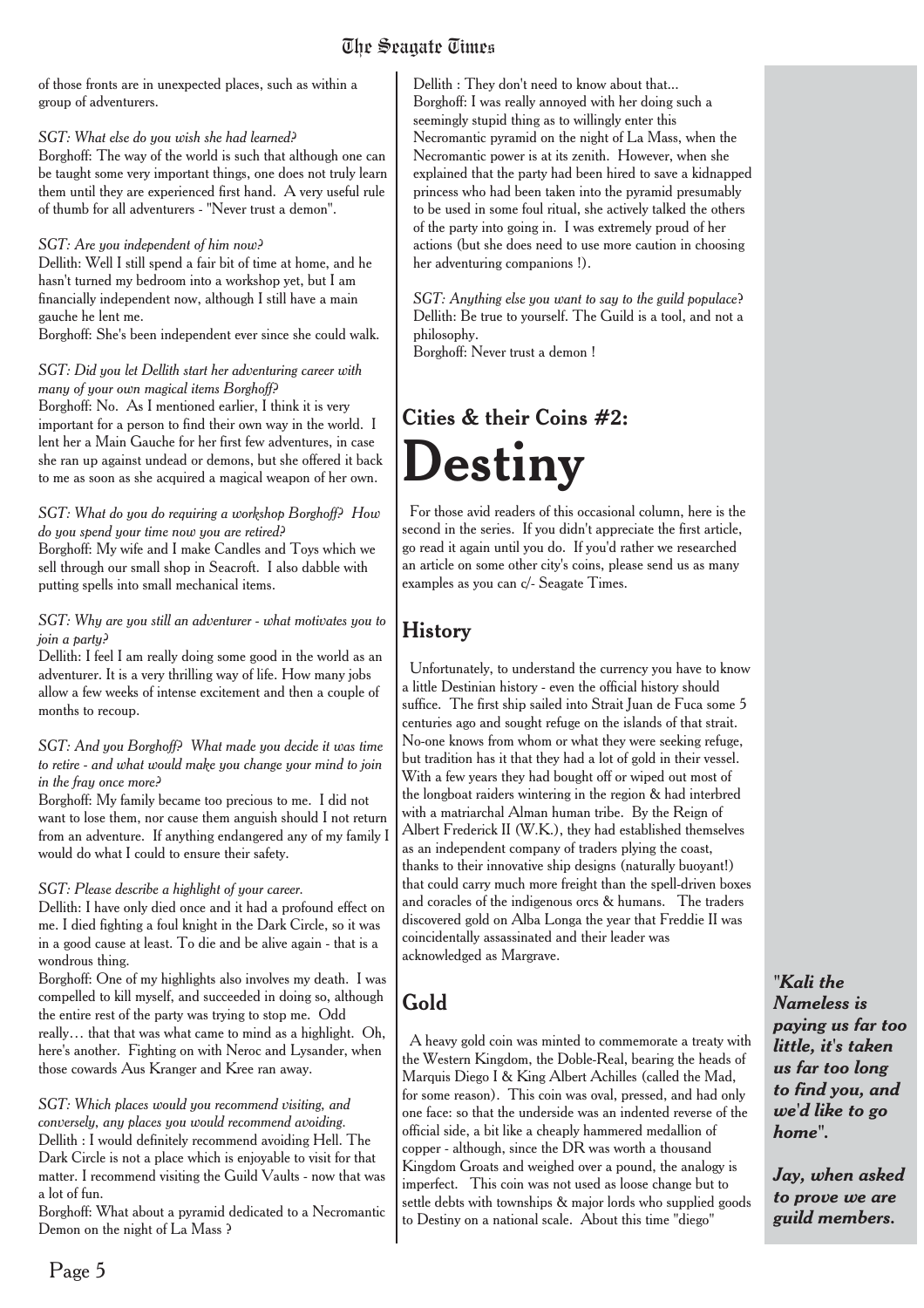of those fronts are in unexpected places, such as within a group of adventurers.

*SGT: What else do you wish she had learned?*
Borghoff: The way of the world is such that although one can be taught some very important things, one does not truly learn them until they are experienced first hand. A very useful rule of thumb for all adventurers - "Never trust a demon".

*SGT: Are you independent of him now?*
Dellith: Well I still spend a fair bit of time at home, and he hasn't turned my bedroom into a workshop yet, but I am financially independent now, although I still have a main gauche he lent me.
Borghoff: She's been independent ever since she could walk.

*SGT: Did you let Dellith start her adventuring career with many of your own magical items Borghoff?*
Borghoff: No. As I mentioned earlier, I think it is very important for a person to find their own way in the world. I lent her a Main Gauche for her first few adventures, in case she ran up against undead or demons, but she offered it back to me as soon as she acquired a magical weapon of her own.

*SGT: What do you do requiring a workshop Borghoff? How do you spend your time now you are retired?*
Borghoff: My wife and I make Candles and Toys which we sell through our small shop in Seacroft. I also dabble with putting spells into small mechanical items.

*SGT: Why are you still an adventurer - what motivates you to join a party?*
Dellith: I feel I am really doing some good in the world as an adventurer. It is a very thrilling way of life. How many jobs allow a few weeks of intense excitement and then a couple of months to recoup.

*SGT: And you Borghoff? What made you decide it was time to retire - and what would make you change your mind to join in the fray once more?*
Borghoff: My family became too precious to me. I did not want to lose them, nor cause them anguish should I not return from an adventure. If anything endangered any of my family I would do what I could to ensure their safety.

*SGT: Please describe a highlight of your career.*
Dellith: I have only died once and it had a profound effect on me. I died fighting a foul knight in the Dark Circle, so it was in a good cause at least. To die and be alive again - that is a wondrous thing.
Borghoff: One of my highlights also involves my death. I was compelled to kill myself, and succeeded in doing so, although the entire rest of the party was trying to stop me. Odd really… that that was what came to mind as a highlight. Oh, here's another. Fighting on with Neroc and Lysander, when those cowards Aus Kranger and Kree ran away.

*SGT: Which places would you recommend visiting, and conversely, any places you would recommend avoiding.*
Dellith : I would definitely recommend avoiding Hell. The Dark Circle is not a place which is enjoyable to visit for that matter. I recommend visiting the Guild Vaults - now that was a lot of fun.
Borghoff: What about a pyramid dedicated to a Necromantic Demon on the night of La Mass ?
Dellith : They don't need to know about that...
Borghoff: I was really annoyed with her doing such a seemingly stupid thing as to willingly enter this Necromantic pyramid on the night of La Mass, when the Necromantic power is at its zenith. However, when she explained that the party had been hired to save a kidnapped princess who had been taken into the pyramid presumably to be used in some foul ritual, she actively talked the others of the party into going in. I was extremely proud of her actions (but she does need to use more caution in choosing her adventuring companions !).

*SGT: Anything else you want to say to the guild populace?*
Dellith: Be true to yourself. The Guild is a tool, and not a philosophy.
Borghoff: Never trust a demon !

## Cities & their Coins #2:

# Destiny

For those avid readers of this occasional column, here is the second in the series. If you didn't appreciate the first article, go read it again until you do. If you'd rather we researched an article on some other city's coins, please send us as many examples as you can c/- Seagate Times.

### History

Unfortunately, to understand the currency you have to know a little Destinian history - even the official history should suffice. The first ship sailed into Strait Juan de Fuca some 5 centuries ago and sought refuge on the islands of that strait. No-one knows from whom or what they were seeking refuge, but tradition has it that they had a lot of gold in their vessel. With a few years they had bought off or wiped out most of the longboat raiders wintering in the region & had interbred with a matriarchal Alman human tribe. By the Reign of Albert Frederick II (W.K.), they had established themselves as an independent company of traders plying the coast, thanks to their innovative ship designs (naturally buoyant!) that could carry much more freight than the spell-driven boxes and coracles of the indigenous orcs & humans. The traders discovered gold on Alba Longa the year that Freddie II was coincidentally assassinated and their leader was acknowledged as Margrave.

### Gold

A heavy gold coin was minted to commemorate a treaty with the Western Kingdom, the Doble-Real, bearing the heads of Marquis Diego I & King Albert Achilles (called the Mad, for some reason). This coin was oval, pressed, and had only one face: so that the underside was an indented reverse of the official side, a bit like a cheaply hammered medallion of copper - although, since the DR was worth a thousand Kingdom Groats and weighed over a pound, the analogy is imperfect. This coin was not used as loose change but to settle debts with townships & major lords who supplied goods to Destiny on a national scale. About this time "diego"

***"Kali the Nameless is paying us far too little, it's taken us far too long to find you, and we'd like to go home".***

***Jay, when asked to prove we are guild members.***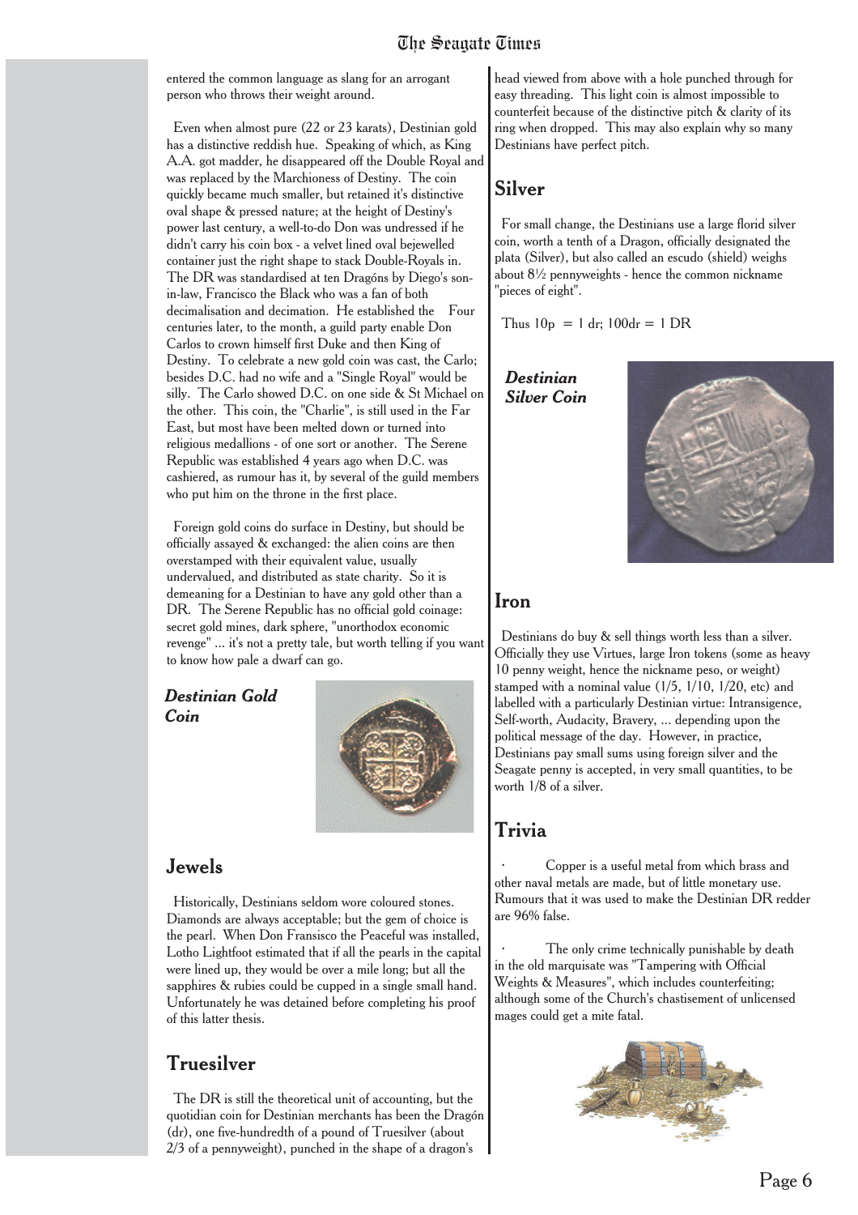entered the common language as slang for an arrogant person who throws their weight around.

Even when almost pure (22 or 23 karats), Destinian gold has a distinctive reddish hue. Speaking of which, as King A.A. got madder, he disappeared off the Double Royal and was replaced by the Marchioness of Destiny. The coin quickly became much smaller, but retained it's distinctive oval shape & pressed nature; at the height of Destiny's power last century, a well-to-do Don was undressed if he didn't carry his coin box - a velvet lined oval bejewelled container just the right shape to stack Double-Royals in. The DR was standardised at ten Dragóns by Diego's son-in-law, Francisco the Black who was a fan of both decimalisation and decimation. He established the Four centuries later, to the month, a guild party enable Don Carlos to crown himself first Duke and then King of Destiny. To celebrate a new gold coin was cast, the Carlo; besides D.C. had no wife and a "Single Royal" would be silly. The Carlo showed D.C. on one side & St Michael on the other. This coin, the "Charlie", is still used in the Far East, but most have been melted down or turned into religious medallions - of one sort or another. The Serene Republic was established 4 years ago when D.C. was cashiered, as rumour has it, by several of the guild members who put him on the throne in the first place.

Foreign gold coins do surface in Destiny, but should be officially assayed & exchanged: the alien coins are then overstamped with their equivalent value, usually undervalued, and distributed as state charity. So it is demeaning for a Destinian to have any gold other than a DR. The Serene Republic has no official gold coinage: secret gold mines, dark sphere, "unorthodox economic revenge" ... it's not a pretty tale, but worth telling if you want to know how pale a dwarf can go.

***Destinian Gold Coin***

## Jewels

Historically, Destinians seldom wore coloured stones. Diamonds are always acceptable; but the gem of choice is the pearl. When Don Fransisco the Peaceful was installed, Lotho Lightfoot estimated that if all the pearls in the capital were lined up, they would be over a mile long; but all the sapphires & rubies could be cupped in a single small hand. Unfortunately he was detained before completing his proof of this latter thesis.

## Truesilver

The DR is still the theoretical unit of accounting, but the quotidian coin for Destinian merchants has been the Dragón (dr), one five-hundredth of a pound of Truesilver (about 2/3 of a pennyweight), punched in the shape of a dragon's head viewed from above with a hole punched through for easy threading. This light coin is almost impossible to counterfeit because of the distinctive pitch & clarity of its ring when dropped. This may also explain why so many Destinians have perfect pitch.

## Silver

For small change, the Destinians use a large florid silver coin, worth a tenth of a Dragon, officially designated the plata (Silver), but also called an escudo (shield) weighs about 8½ pennyweights - hence the common nickname "pieces of eight".

Thus 10p = 1 dr; 100dr = 1 DR

***Destinian Silver Coin***

## Iron

Destinians do buy & sell things worth less than a silver. Officially they use Virtues, large Iron tokens (some as heavy 10 penny weight, hence the nickname peso, or weight) stamped with a nominal value (1/5, 1/10, 1/20, etc) and labelled with a particularly Destinian virtue: Intransigence, Self-worth, Audacity, Bravery, ... depending upon the political message of the day. However, in practice, Destinians pay small sums using foreign silver and the Seagate penny is accepted, in very small quantities, to be worth 1/8 of a silver.

## Trivia

- Copper is a useful metal from which brass and other naval metals are made, but of little monetary use. Rumours that it was used to make the Destinian DR redder are 96% false.

- The only crime technically punishable by death in the old marquisate was "Tampering with Official Weights & Measures", which includes counterfeiting; although some of the Church's chastisement of unlicensed mages could get a mite fatal.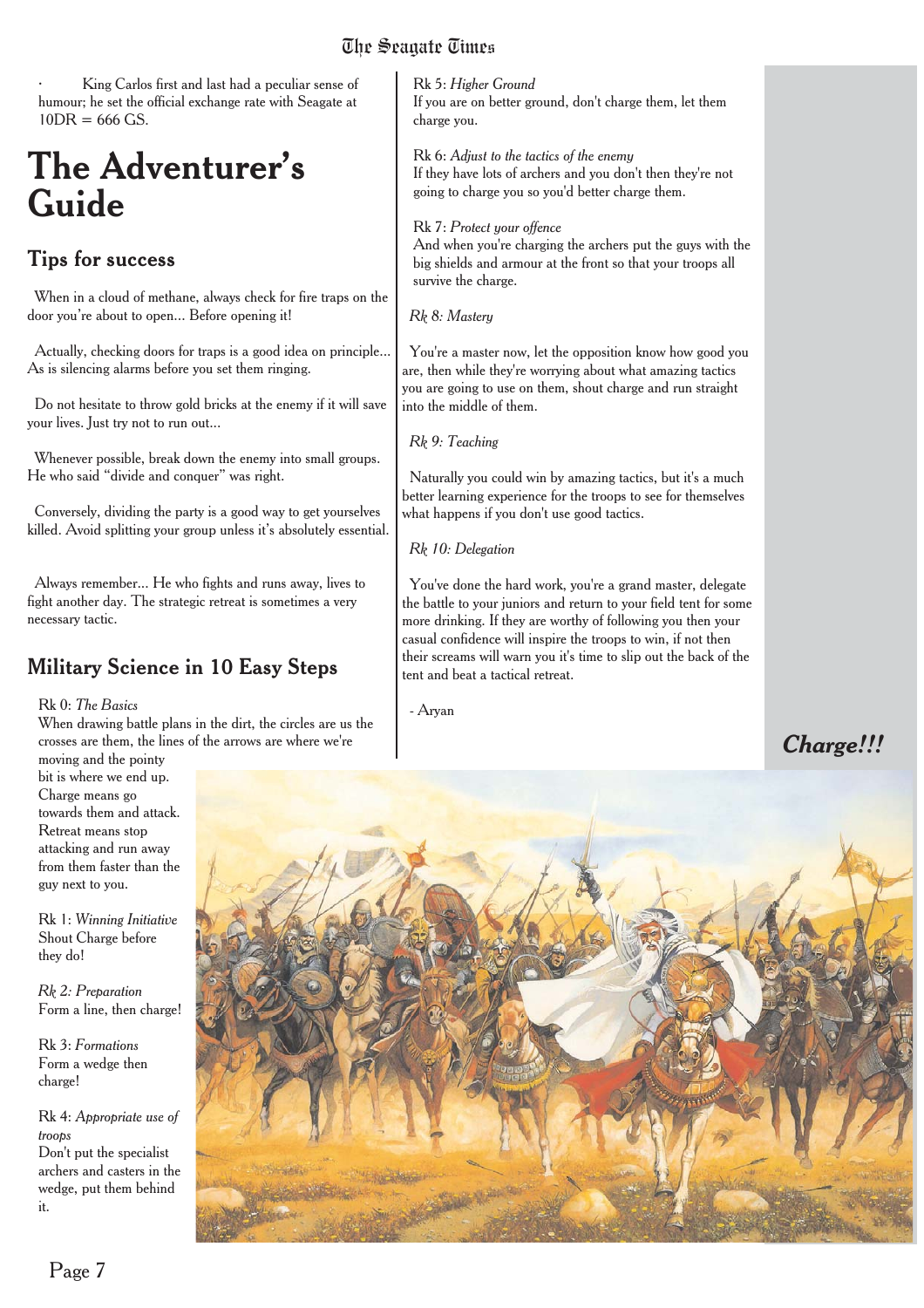· King Carlos first and last had a peculiar sense of humour; he set the official exchange rate with Seagate at 10DR = 666 GS.

# The Adventurer's Guide

## Tips for success

When in a cloud of methane, always check for fire traps on the door you're about to open... Before opening it!

Actually, checking doors for traps is a good idea on principle... As is silencing alarms before you set them ringing.

Do not hesitate to throw gold bricks at the enemy if it will save your lives. Just try not to run out...

Whenever possible, break down the enemy into small groups. He who said "divide and conquer" was right.

Conversely, dividing the party is a good way to get yourselves killed. Avoid splitting your group unless it's absolutely essential.

Always remember... He who fights and runs away, lives to fight another day. The strategic retreat is sometimes a very necessary tactic.

## Military Science in 10 Easy Steps

Rk 0: *The Basics*
When drawing battle plans in the dirt, the circles are us the crosses are them, the lines of the arrows are where we're moving and the pointy bit is where we end up. Charge means go towards them and attack. Retreat means stop attacking and run away from them faster than the guy next to you.

Rk 1: *Winning Initiative*
Shout Charge before they do!

*Rk 2: Preparation*
Form a line, then charge!

Rk 3: *Formations*
Form a wedge then charge!

Rk 4: *Appropriate use of troops*
Don't put the specialist archers and casters in the wedge, put them behind it.

Rk 5: *Higher Ground*
If you are on better ground, don't charge them, let them charge you.

Rk 6: *Adjust to the tactics of the enemy*
If they have lots of archers and you don't then they're not going to charge you so you'd better charge them.

Rk 7: *Protect your offence*
And when you're charging the archers put the guys with the big shields and armour at the front so that your troops all survive the charge.

*Rk 8: Mastery*

You're a master now, let the opposition know how good you are, then while they're worrying about what amazing tactics you are going to use on them, shout charge and run straight into the middle of them.

*Rk 9: Teaching*

Naturally you could win by amazing tactics, but it's a much better learning experience for the troops to see for themselves what happens if you don't use good tactics.

*Rk 10: Delegation*

You've done the hard work, you're a grand master, delegate the battle to your juniors and return to your field tent for some more drinking. If they are worthy of following you then your casual confidence will inspire the troops to win, if not then their screams will warn you it's time to slip out the back of the tent and beat a tactical retreat.

- Aryan

***Charge!!!***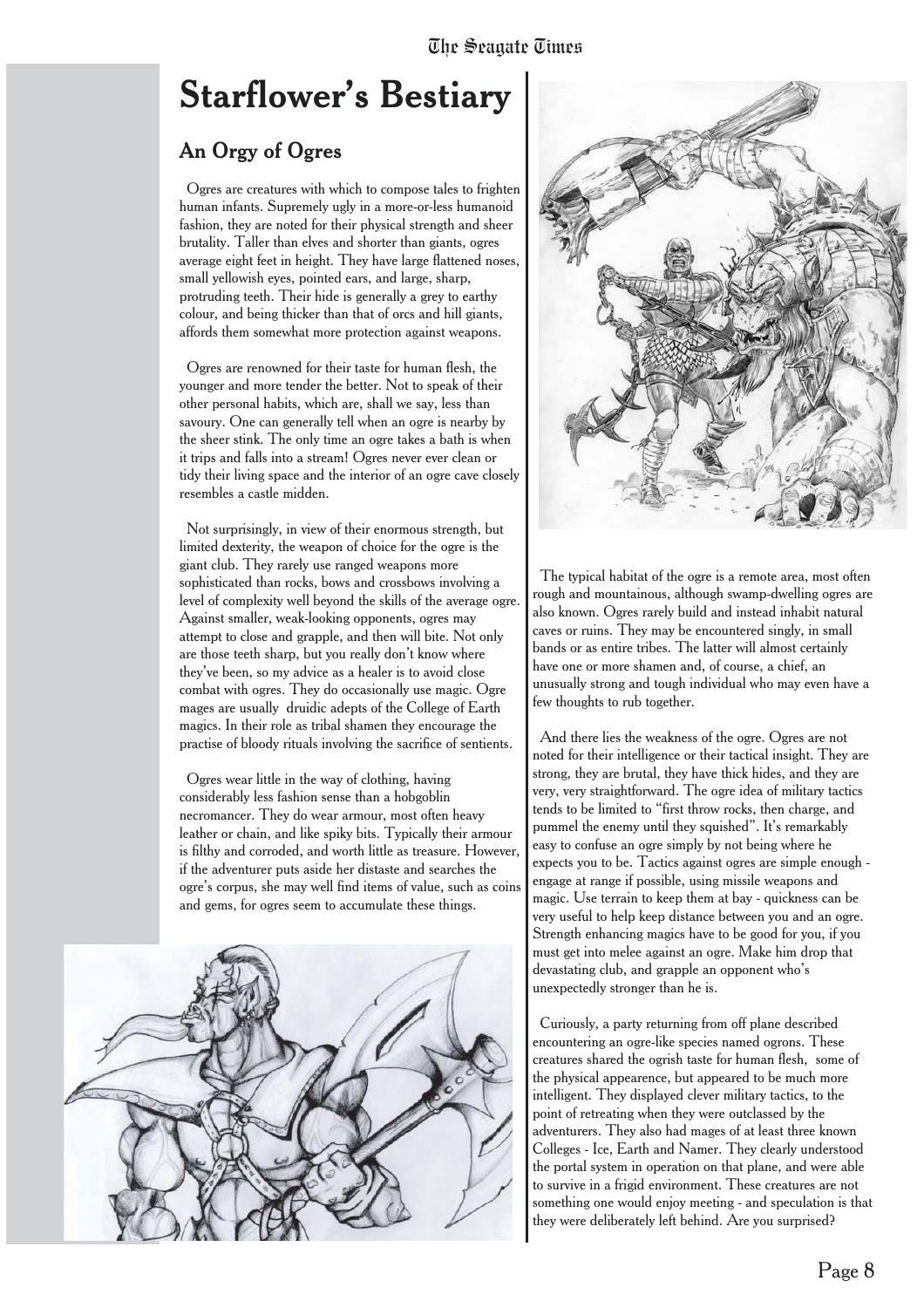# Starflower's Bestiary

## An Orgy of Ogres

Ogres are creatures with which to compose tales to frighten human infants. Supremely ugly in a more-or-less humanoid fashion, they are noted for their physical strength and sheer brutality. Taller than elves and shorter than giants, ogres average eight feet in height. They have large flattened noses, small yellowish eyes, pointed ears, and large, sharp, protruding teeth. Their hide is generally a grey to earthy colour, and being thicker than that of orcs and hill giants, affords them somewhat more protection against weapons.

Ogres are renowned for their taste for human flesh, the younger and more tender the better. Not to speak of their other personal habits, which are, shall we say, less than savoury. One can generally tell when an ogre is nearby by the sheer stink. The only time an ogre takes a bath is when it trips and falls into a stream! Ogres never ever clean or tidy their living space and the interior of an ogre cave closely resembles a castle midden.

Not surprisingly, in view of their enormous strength, but limited dexterity, the weapon of choice for the ogre is the giant club. They rarely use ranged weapons more sophisticated than rocks, bows and crossbows involving a level of complexity well beyond the skills of the average ogre. Against smaller, weak-looking opponents, ogres may attempt to close and grapple, and then will bite. Not only are those teeth sharp, but you really don't know where they've been, so my advice as a healer is to avoid close combat with ogres. They do occasionally use magic. Ogre mages are usually druidic adepts of the College of Earth magics. In their role as tribal shamen they encourage the practise of bloody rituals involving the sacrifice of sentients.

Ogres wear little in the way of clothing, having considerably less fashion sense than a hobgoblin necromancer. They do wear armour, most often heavy leather or chain, and like spiky bits. Typically their armour is filthy and corroded, and worth little as treasure. However, if the adventurer puts aside her distaste and searches the ogre's corpus, she may well find items of value, such as coins and gems, for ogres seem to accumulate these things.

The typical habitat of the ogre is a remote area, most often rough and mountainous, although swamp-dwelling ogres are also known. Ogres rarely build and instead inhabit natural caves or ruins. They may be encountered singly, in small bands or as entire tribes. The latter will almost certainly have one or more shamen and, of course, a chief, an unusually strong and tough individual who may even have a few thoughts to rub together.

And there lies the weakness of the ogre. Ogres are not noted for their intelligence or their tactical insight. They are strong, they are brutal, they have thick hides, and they are very, very straightforward. The ogre idea of military tactics tends to be limited to "first throw rocks, then charge, and pummel the enemy until they squished". It's remarkably easy to confuse an ogre simply by not being where he expects you to be. Tactics against ogres are simple enough - engage at range if possible, using missile weapons and magic. Use terrain to keep them at bay - quickness can be very useful to help keep distance between you and an ogre. Strength enhancing magics have to be good for you, if you must get into melee against an ogre. Make him drop that devastating club, and grapple an opponent who's unexpectedly stronger than he is.

Curiously, a party returning from off plane described encountering an ogre-like species named ogrons. These creatures shared the ogrish taste for human flesh, some of the physical appearence, but appeared to be much more intelligent. They displayed clever military tactics, to the point of retreating when they were outclassed by the adventurers. They also had mages of at least three known Colleges - Ice, Earth and Namer. They clearly understood the portal system in operation on that plane, and were able to survive in a frigid environment. These creatures are not something one would enjoy meeting - and speculation is that they were deliberately left behind. Are you surprised?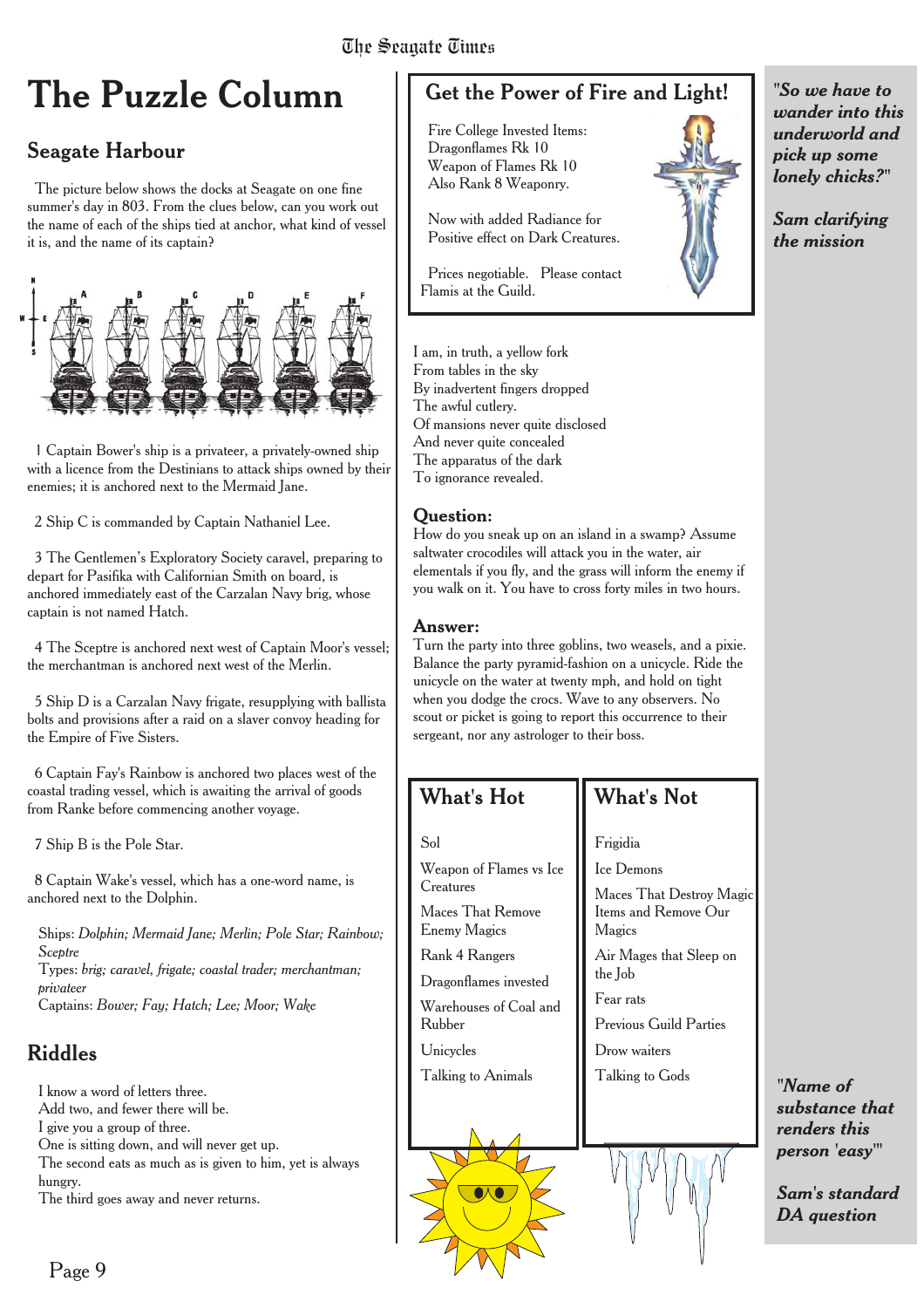# The Puzzle Column

## Seagate Harbour

The picture below shows the docks at Seagate on one fine summer's day in 803. From the clues below, can you work out the name of each of the ships tied at anchor, what kind of vessel it is, and the name of its captain?

1 Captain Bower's ship is a privateer, a privately-owned ship with a licence from the Destinians to attack ships owned by their enemies; it is anchored next to the Mermaid Jane.

2 Ship C is commanded by Captain Nathaniel Lee.

3 The Gentlemen's Exploratory Society caravel, preparing to depart for Pasifika with Californian Smith on board, is anchored immediately east of the Carzalan Navy brig, whose captain is not named Hatch.

4 The Sceptre is anchored next west of Captain Moor's vessel; the merchantman is anchored next west of the Merlin.

5 Ship D is a Carzalan Navy frigate, resupplying with ballista bolts and provisions after a raid on a slaver convoy heading for the Empire of Five Sisters.

6 Captain Fay's Rainbow is anchored two places west of the coastal trading vessel, which is awaiting the arrival of goods from Ranke before commencing another voyage.

7 Ship B is the Pole Star.

8 Captain Wake's vessel, which has a one-word name, is anchored next to the Dolphin.

Ships: *Dolphin; Mermaid Jane; Merlin; Pole Star; Rainbow; Sceptre*
Types: *brig; caravel, frigate; coastal trader; merchantman; privateer*
Captains: *Bower; Fay; Hatch; Lee; Moor; Wake*

## Riddles

I know a word of letters three.
Add two, and fewer there will be.
I give you a group of three.
One is sitting down, and will never get up.
The second eats as much as is given to him, yet is always hungry.
The third goes away and never returns.

I am, in truth, a yellow fork
From tables in the sky
By inadvertent fingers dropped
The awful cutlery.
Of mansions never quite disclosed
And never quite concealed
The apparatus of the dark
To ignorance revealed.

### Question:

How do you sneak up on an island in a swamp? Assume saltwater crocodiles will attack you in the water, air elementals if you fly, and the grass will inform the enemy if you walk on it. You have to cross forty miles in two hours.

### Answer:

Turn the party into three goblins, two weasels, and a pixie. Balance the party pyramid-fashion on a unicycle. Ride the unicycle on the water at twenty mph, and hold on tight when you dodge the crocs. Wave to any observers. No scout or picket is going to report this occurrence to their sergeant, nor any astrologer to their boss.

## Get the Power of Fire and Light!

Fire College Invested Items:
Dragonflames Rk 10
Weapon of Flames Rk 10
Also Rank 8 Weaponry.

Now with added Radiance for Positive effect on Dark Creatures.

Prices negotiable. Please contact Flamis at the Guild.

## What's Hot

Sol

Weapon of Flames vs Ice Creatures

Maces That Remove Enemy Magics

Rank 4 Rangers

Dragonflames invested

Warehouses of Coal and Rubber

Unicycles

Talking to Animals

## What's Not

Frigidia

Ice Demons

Maces That Destroy Magic Items and Remove Our Magics

Air Mages that Sleep on the Job

Fear rats

Previous Guild Parties

Drow waiters

Talking to Gods

***"So we have to wander into this underworld and pick up some lonely chicks?"***

***Sam clarifying the mission***

***"Name of substance that renders this person 'easy'"***

***Sam's standard DA question***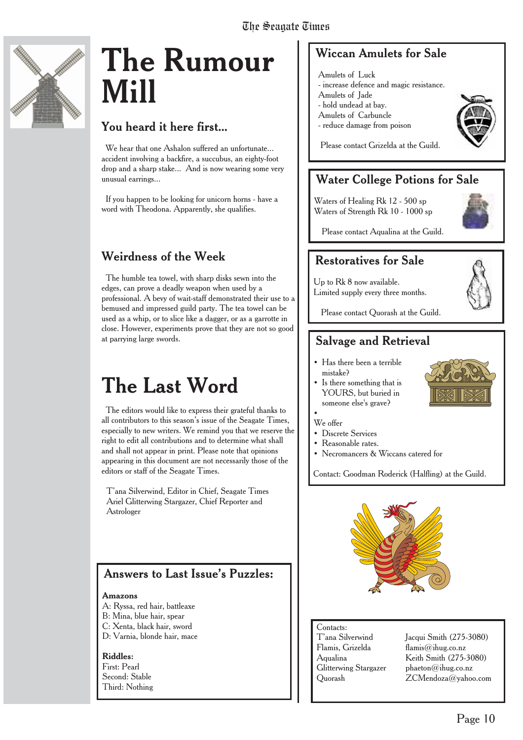# The Rumour Mill

## You heard it here first...

We hear that one Ashalon suffered an unfortunate... accident involving a backfire, a succubus, an eighty-foot drop and a sharp stake... And is now wearing some very unusual earrings...

If you happen to be looking for unicorn horns - have a word with Theodona. Apparently, she qualifies.

## Weirdness of the Week

The humble tea towel, with sharp disks sewn into the edges, can prove a deadly weapon when used by a professional. A bevy of wait-staff demonstrated their use to a bemused and impressed guild party. The tea towel can be used as a whip, or to slice like a dagger, or as a garrotte in close. However, experiments prove that they are not so good at parrying large swords.

# The Last Word

The editors would like to express their grateful thanks to all contributors to this season's issue of the Seagate Times, especially to new writers. We remind you that we reserve the right to edit all contributions and to determine what shall and shall not appear in print. Please note that opinions appearing in this document are not necessarily those of the editors or staff of the Seagate Times.

T'ana Silverwind, Editor in Chief, Seagate Times
Ariel Glitterwing Stargazer, Chief Reporter and Astrologer

## Answers to Last Issue's Puzzles:

**Amazons**
A: Ryssa, red hair, battleaxe
B: Mina, blue hair, spear
C: Xenta, black hair, sword
D: Varnia, blonde hair, mace

**Riddles:**
First: Pearl
Second: Stable
Third: Nothing

## Wiccan Amulets for Sale

Amulets of Luck
- increase defence and magic resistance.

Amulets of Jade
- hold undead at bay.

Amulets of Carbuncle
- reduce damage from poison

Please contact Grizelda at the Guild.

## Water College Potions for Sale

Waters of Healing Rk 12 - 500 sp
Waters of Strength Rk 10 - 1000 sp

Please contact Aqualina at the Guild.

## Restoratives for Sale

Up to Rk 8 now available.
Limited supply every three months.

Please contact Quorash at the Guild.

## Salvage and Retrieval

- Has there been a terrible mistake?
- Is there something that is YOURS, but buried in someone else's grave?

We offer
- Discrete Services
- Reasonable rates.
- Necromancers & Wiccans catered for

Contact: Goodman Roderick (Halfling) at the Guild.

Contacts:

| | |
|---|---|
| T'ana Silverwind | Jacqui Smith (275-3080) |
| Flamis, Grizelda | flamis@ihug.co.nz |
| Aqualina | Keith Smith (275-3080) |
| Glitterwing Stargazer | phaeton@ihug.co.nz |
| Quorash | ZCMendoza@yahoo.com |